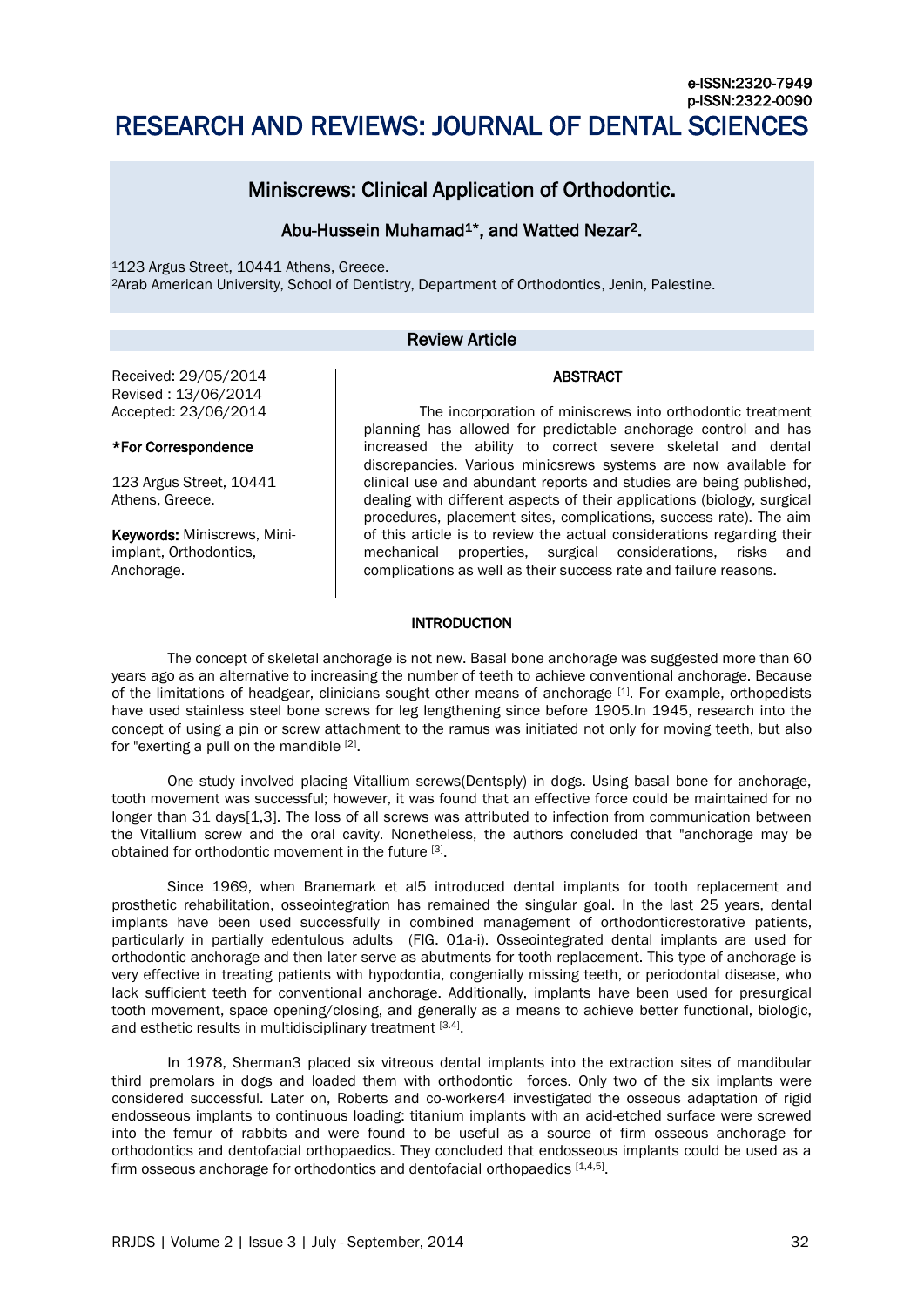e-ISSN:2320-7949
p-ISSN:2322-0090

# RESEARCH AND REVIEWS: JOURNAL OF DENTAL SCIENCES

## Miniscrews: Clinical Application of Orthodontic.

**Abu-Hussein Muhamad[1]*, and Watted Nezar[2].**

[1]123 Argus Street, 10441 Athens, Greece.
[2]Arab American University, School of Dentistry, Department of Orthodontics, Jenin, Palestine.

**Review Article**

Received: 29/05/2014
Revised : 13/06/2014
Accepted: 23/06/2014

**\*For Correspondence**

123 Argus Street, 10441 Athens, Greece.

**Keywords:** Miniscrews, Mini-implant, Orthodontics, Anchorage.

### ABSTRACT

The incorporation of miniscrews into orthodontic treatment planning has allowed for predictable anchorage control and has increased the ability to correct severe skeletal and dental discrepancies. Various minicsrews systems are now available for clinical use and abundant reports and studies are being published, dealing with different aspects of their applications (biology, surgical procedures, placement sites, complications, success rate). The aim of this article is to review the actual considerations regarding their mechanical properties, surgical considerations, risks and complications as well as their success rate and failure reasons.

### INTRODUCTION

The concept of skeletal anchorage is not new. Basal bone anchorage was suggested more than 60 years ago as an alternative to increasing the number of teeth to achieve conventional anchorage. Because of the limitations of headgear, clinicians sought other means of anchorage [1]. For example, orthopedists have used stainless steel bone screws for leg lengthening since before 1905.In 1945, research into the concept of using a pin or screw attachment to the ramus was initiated not only for moving teeth, but also for "exerting a pull on the mandible [2].

One study involved placing Vitallium screws(Dentsply) in dogs. Using basal bone for anchorage, tooth movement was successful; however, it was found that an effective force could be maintained for no longer than 31 days[1,3]. The loss of all screws was attributed to infection from communication between the Vitallium screw and the oral cavity. Nonetheless, the authors concluded that "anchorage may be obtained for orthodontic movement in the future [3].

Since 1969, when Branemark et al5 introduced dental implants for tooth replacement and prosthetic rehabilitation, osseointegration has remained the singular goal. In the last 25 years, dental implants have been used successfully in combined management of orthodonticrestorative patients, particularly in partially edentulous adults (FIG. 01a-i). Osseointegrated dental implants are used for orthodontic anchorage and then later serve as abutments for tooth replacement. This type of anchorage is very effective in treating patients with hypodontia, congenially missing teeth, or periodontal disease, who lack sufficient teeth for conventional anchorage. Additionally, implants have been used for presurgical tooth movement, space opening/closing, and generally as a means to achieve better functional, biologic, and esthetic results in multidisciplinary treatment [3,4].

In 1978, Sherman3 placed six vitreous dental implants into the extraction sites of mandibular third premolars in dogs and loaded them with orthodontic forces. Only two of the six implants were considered successful. Later on, Roberts and co-workers4 investigated the osseous adaptation of rigid endosseous implants to continuous loading: titanium implants with an acid-etched surface were screwed into the femur of rabbits and were found to be useful as a source of firm osseous anchorage for orthodontics and dentofacial orthopaedics. They concluded that endosseous implants could be used as a firm osseous anchorage for orthodontics and dentofacial orthopaedics [1,4,5].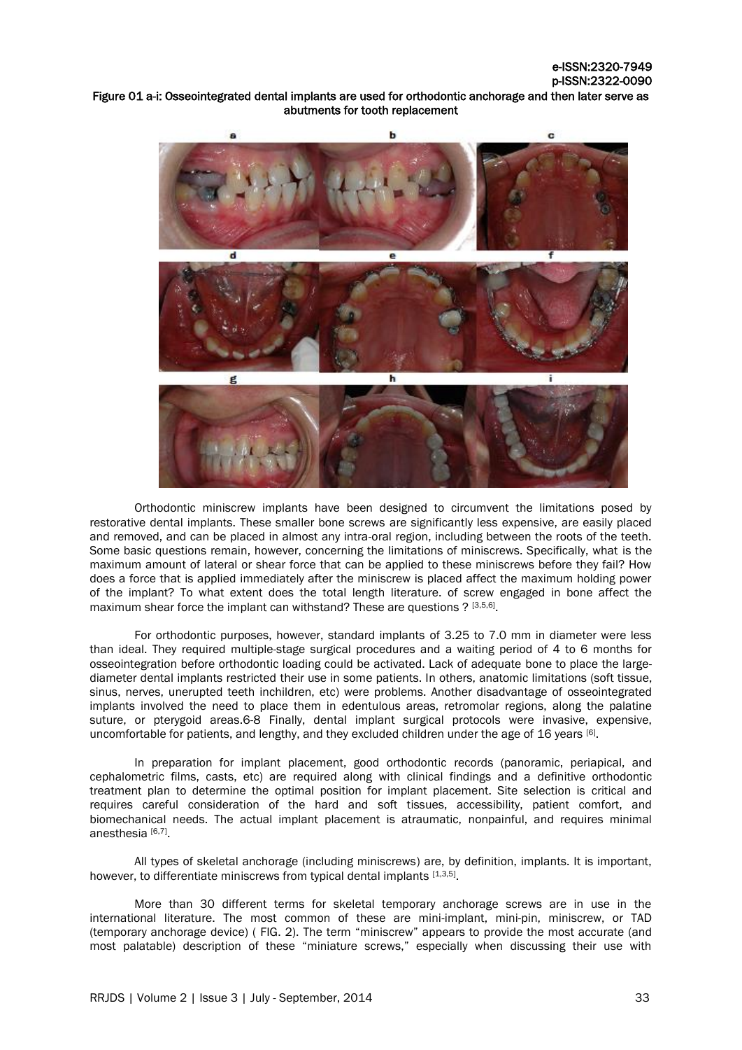**Figure 01 a-i: Osseointegrated dental implants are used for orthodontic anchorage and then later serve as abutments for tooth replacement**

Orthodontic miniscrew implants have been designed to circumvent the limitations posed by restorative dental implants. These smaller bone screws are significantly less expensive, are easily placed and removed, and can be placed in almost any intra-oral region, including between the roots of the teeth. Some basic questions remain, however, concerning the limitations of miniscrews. Specifically, what is the maximum amount of lateral or shear force that can be applied to these miniscrews before they fail? How does a force that is applied immediately after the miniscrew is placed affect the maximum holding power of the implant? To what extent does the total length literature. of screw engaged in bone affect the maximum shear force the implant can withstand? These are questions ? [3,5,6].

For orthodontic purposes, however, standard implants of 3.25 to 7.0 mm in diameter were less than ideal. They required multiple-stage surgical procedures and a waiting period of 4 to 6 months for osseointegration before orthodontic loading could be activated. Lack of adequate bone to place the large-diameter dental implants restricted their use in some patients. In others, anatomic limitations (soft tissue, sinus, nerves, unerupted teeth inchildren, etc) were problems. Another disadvantage of osseointegrated implants involved the need to place them in edentulous areas, retromolar regions, along the palatine suture, or pterygoid areas.6-8 Finally, dental implant surgical protocols were invasive, expensive, uncomfortable for patients, and lengthy, and they excluded children under the age of 16 years [6].

In preparation for implant placement, good orthodontic records (panoramic, periapical, and cephalometric films, casts, etc) are required along with clinical findings and a definitive orthodontic treatment plan to determine the optimal position for implant placement. Site selection is critical and requires careful consideration of the hard and soft tissues, accessibility, patient comfort, and biomechanical needs. The actual implant placement is atraumatic, nonpainful, and requires minimal anesthesia [6,7].

All types of skeletal anchorage (including miniscrews) are, by definition, implants. It is important, however, to differentiate miniscrews from typical dental implants [1,3,5].

More than 30 different terms for skeletal temporary anchorage screws are in use in the international literature. The most common of these are mini-implant, mini-pin, miniscrew, or TAD (temporary anchorage device) ( FIG. 2). The term "miniscrew" appears to provide the most accurate (and most palatable) description of these "miniature screws," especially when discussing their use with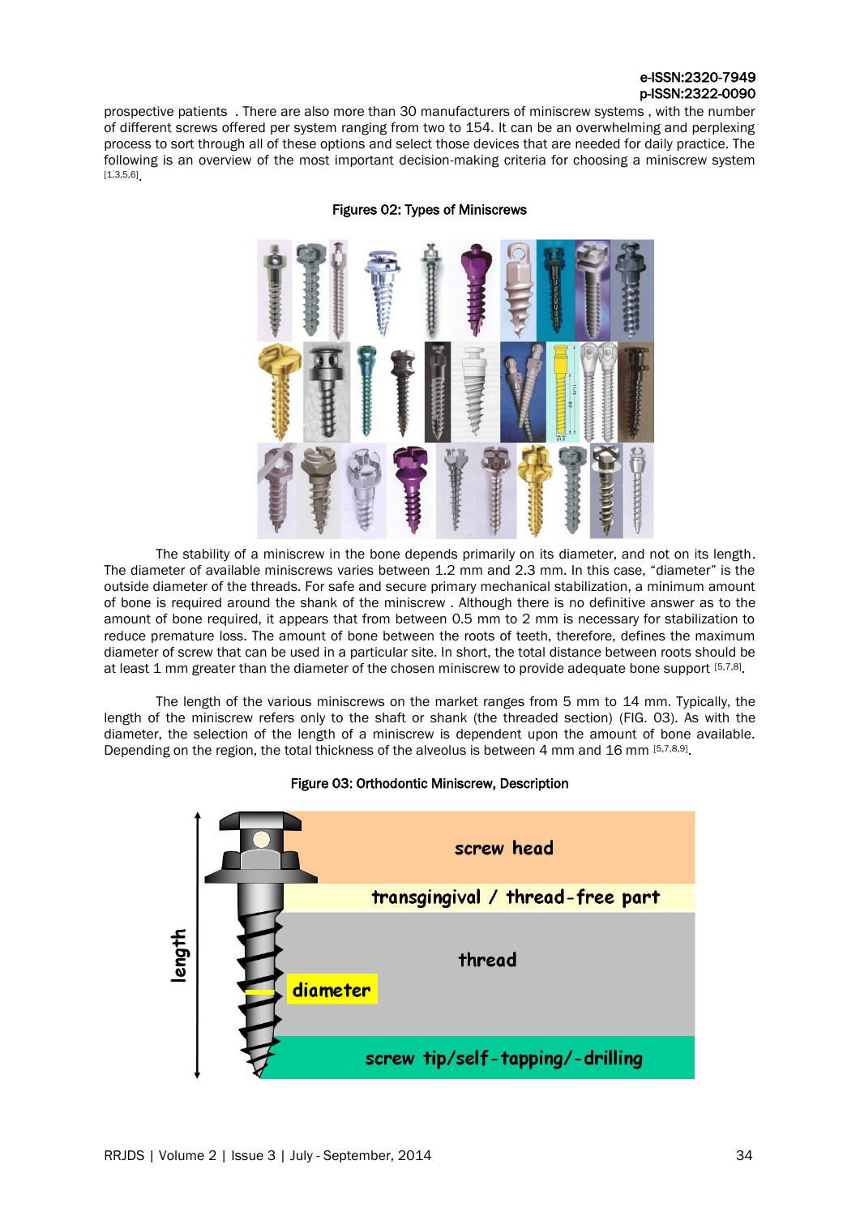prospective patients . There are also more than 30 manufacturers of miniscrew systems , with the number of different screws offered per system ranging from two to 154. It can be an overwhelming and perplexing process to sort through all of these options and select those devices that are needed for daily practice. The following is an overview of the most important decision-making criteria for choosing a miniscrew system [1,3,5,6].

Figures 02: Types of Miniscrews

The stability of a miniscrew in the bone depends primarily on its diameter, and not on its length. The diameter of available miniscrews varies between 1.2 mm and 2.3 mm. In this case, "diameter" is the outside diameter of the threads. For safe and secure primary mechanical stabilization, a minimum amount of bone is required around the shank of the miniscrew . Although there is no definitive answer as to the amount of bone required, it appears that from between 0.5 mm to 2 mm is necessary for stabilization to reduce premature loss. The amount of bone between the roots of teeth, therefore, defines the maximum diameter of screw that can be used in a particular site. In short, the total distance between roots should be at least 1 mm greater than the diameter of the chosen miniscrew to provide adequate bone support [5,7,8].

The length of the various miniscrews on the market ranges from 5 mm to 14 mm. Typically, the length of the miniscrew refers only to the shaft or shank (the threaded section) (FIG. 03). As with the diameter, the selection of the length of a miniscrew is dependent upon the amount of bone available. Depending on the region, the total thickness of the alveolus is between 4 mm and 16 mm [5,7,8,9].

Figure 03: Orthodontic Miniscrew, Description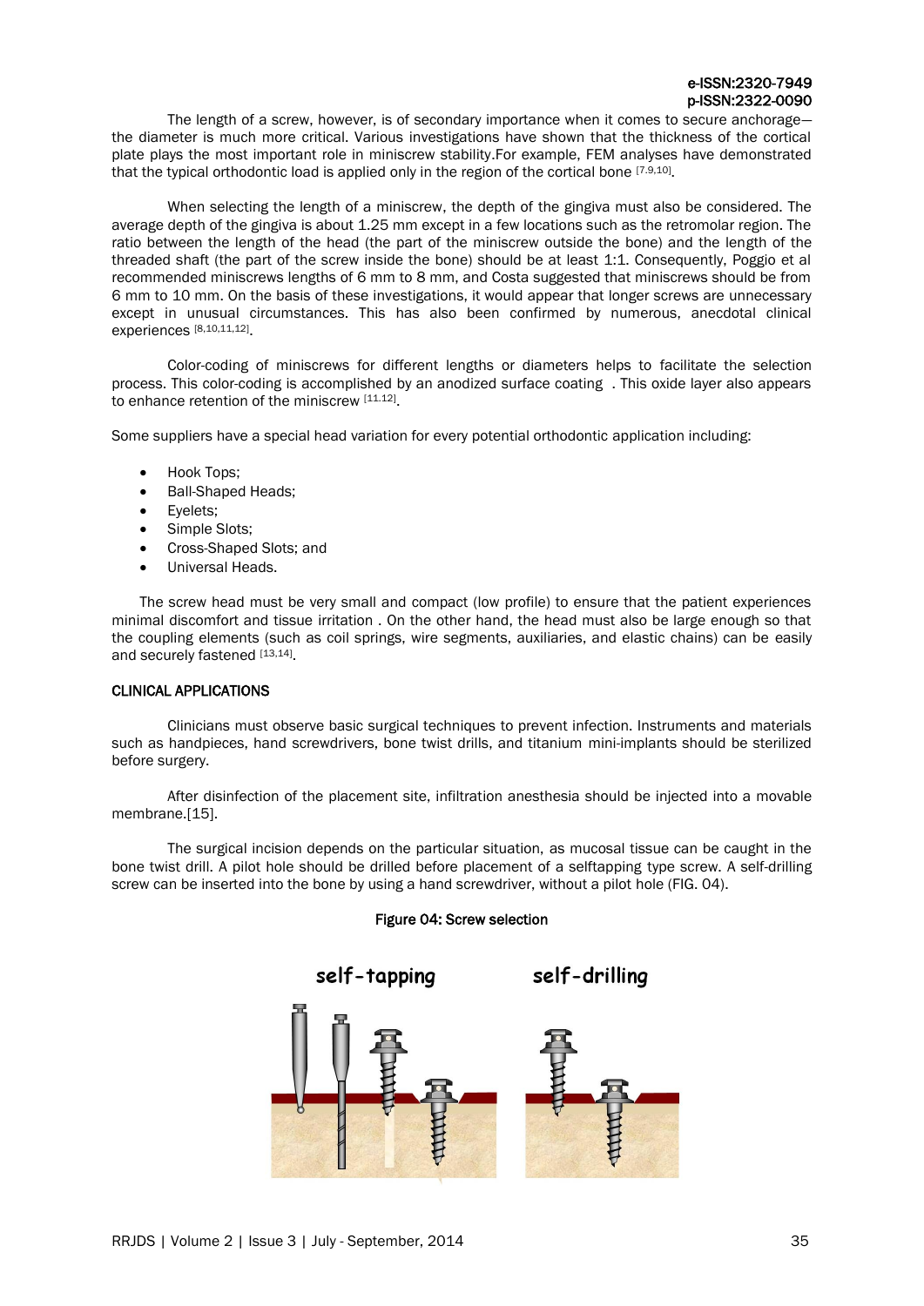The length of a screw, however, is of secondary importance when it comes to secure anchorage—the diameter is much more critical. Various investigations have shown that the thickness of the cortical plate plays the most important role in miniscrew stability.For example, FEM analyses have demonstrated that the typical orthodontic load is applied only in the region of the cortical bone [7,9,10].

When selecting the length of a miniscrew, the depth of the gingiva must also be considered. The average depth of the gingiva is about 1.25 mm except in a few locations such as the retromolar region. The ratio between the length of the head (the part of the miniscrew outside the bone) and the length of the threaded shaft (the part of the screw inside the bone) should be at least 1:1. Consequently, Poggio et al recommended miniscrews lengths of 6 mm to 8 mm, and Costa suggested that miniscrews should be from 6 mm to 10 mm. On the basis of these investigations, it would appear that longer screws are unnecessary except in unusual circumstances. This has also been confirmed by numerous, anecdotal clinical experiences [8,10,11,12].

Color-coding of miniscrews for different lengths or diameters helps to facilitate the selection process. This color-coding is accomplished by an anodized surface coating . This oxide layer also appears to enhance retention of the miniscrew [11,12].

Some suppliers have a special head variation for every potential orthodontic application including:

- Hook Tops;
- Ball-Shaped Heads;
- Eyelets;
- Simple Slots;
- Cross-Shaped Slots; and
- Universal Heads.

The screw head must be very small and compact (low profile) to ensure that the patient experiences minimal discomfort and tissue irritation . On the other hand, the head must also be large enough so that the coupling elements (such as coil springs, wire segments, auxiliaries, and elastic chains) can be easily and securely fastened [13,14].

## CLINICAL APPLICATIONS

Clinicians must observe basic surgical techniques to prevent infection. Instruments and materials such as handpieces, hand screwdrivers, bone twist drills, and titanium mini-implants should be sterilized before surgery.

After disinfection of the placement site, infiltration anesthesia should be injected into a movable membrane.[15].

The surgical incision depends on the particular situation, as mucosal tissue can be caught in the bone twist drill. A pilot hole should be drilled before placement of a selftapping type screw. A self-drilling screw can be inserted into the bone by using a hand screwdriver, without a pilot hole (FIG. 04).

**Figure 04: Screw selection**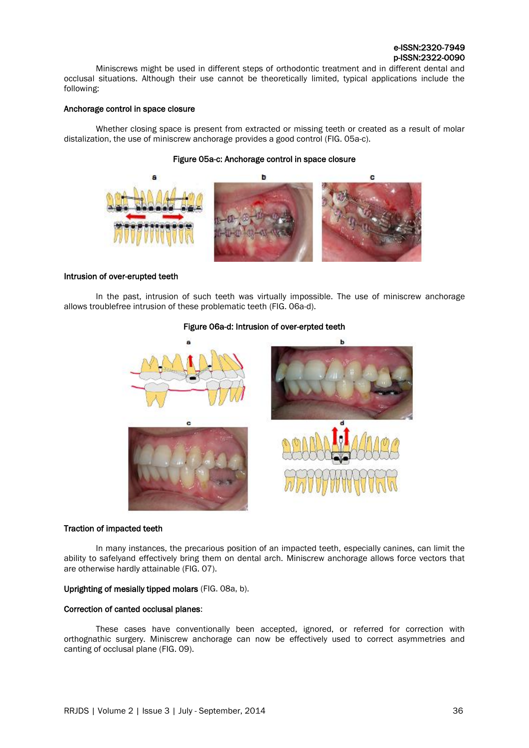Miniscrews might be used in different steps of orthodontic treatment and in different dental and occlusal situations. Although their use cannot be theoretically limited, typical applications include the following:

**Anchorage control in space closure**

Whether closing space is present from extracted or missing teeth or created as a result of molar distalization, the use of miniscrew anchorage provides a good control (FIG. 05a-c).

**Figure 05a-c: Anchorage control in space closure**

**Intrusion of over-erupted teeth**

In the past, intrusion of such teeth was virtually impossible. The use of miniscrew anchorage allows troublefree intrusion of these problematic teeth (FIG. 06a-d).

**Figure 06a-d: Intrusion of over-erpted teeth**

**Traction of impacted teeth**

In many instances, the precarious position of an impacted teeth, especially canines, can limit the ability to safelyand effectively bring them on dental arch. Miniscrew anchorage allows force vectors that are otherwise hardly attainable (FIG. 07).

**Uprighting of mesially tipped molars** (FIG. 08a, b).

**Correction of canted occlusal planes**:

These cases have conventionally been accepted, ignored, or referred for correction with orthognathic surgery. Miniscrew anchorage can now be effectively used to correct asymmetries and canting of occlusal plane (FIG. 09).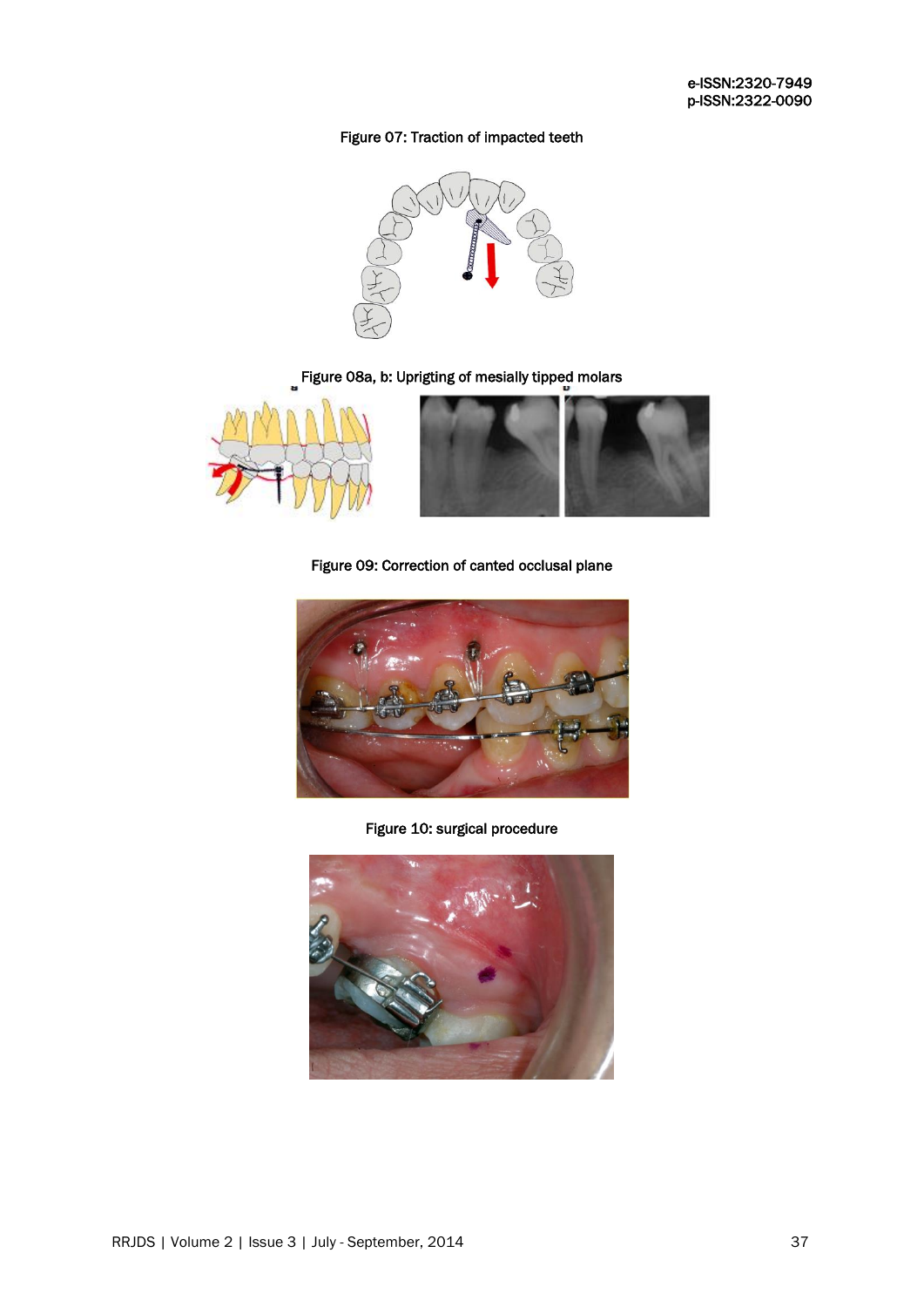Figure 07: Traction of impacted teeth

Figure 08a, b: Uprigting of mesially tipped molars

Figure 09: Correction of canted occlusal plane

Figure 10: surgical procedure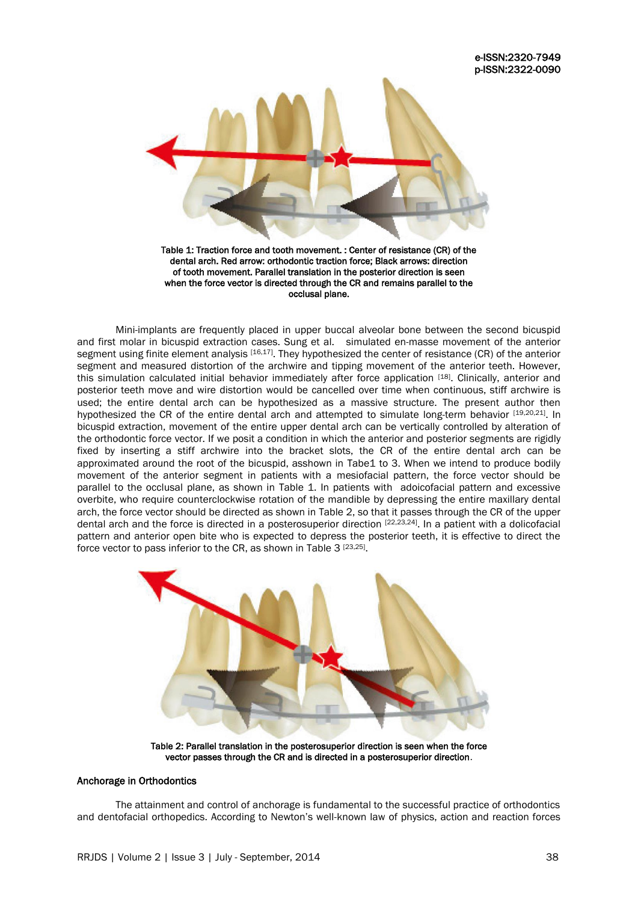Table 1: Traction force and tooth movement. : Center of resistance (CR) of the dental arch. Red arrow: orthodontic traction force; Black arrows: direction of tooth movement. Parallel translation in the posterior direction is seen when the force vector is directed through the CR and remains parallel to the occlusal plane.

Mini-implants are frequently placed in upper buccal alveolar bone between the second bicuspid and first molar in bicuspid extraction cases. Sung et al. simulated en-masse movement of the anterior segment using finite element analysis [16,17]. They hypothesized the center of resistance (CR) of the anterior segment and measured distortion of the archwire and tipping movement of the anterior teeth. However, this simulation calculated initial behavior immediately after force application [18]. Clinically, anterior and posterior teeth move and wire distortion would be cancelled over time when continuous, stiff archwire is used; the entire dental arch can be hypothesized as a massive structure. The present author then hypothesized the CR of the entire dental arch and attempted to simulate long-term behavior [19,20,21]. In bicuspid extraction, movement of the entire upper dental arch can be vertically controlled by alteration of the orthodontic force vector. If we posit a condition in which the anterior and posterior segments are rigidly fixed by inserting a stiff archwire into the bracket slots, the CR of the entire dental arch can be approximated around the root of the bicuspid, asshown in Tabe1 to 3. When we intend to produce bodily movement of the anterior segment in patients with a mesiofacial pattern, the force vector should be parallel to the occlusal plane, as shown in Table 1. In patients with adoicofacial pattern and excessive overbite, who require counterclockwise rotation of the mandible by depressing the entire maxillary dental arch, the force vector should be directed as shown in Table 2, so that it passes through the CR of the upper dental arch and the force is directed in a posterosuperior direction [22,23,24]. In a patient with a dolicofacial pattern and anterior open bite who is expected to depress the posterior teeth, it is effective to direct the force vector to pass inferior to the CR, as shown in Table 3 [23,25].

Table 2: Parallel translation in the posterosuperior direction is seen when the force vector passes through the CR and is directed in a posterosuperior direction.

## Anchorage in Orthodontics

The attainment and control of anchorage is fundamental to the successful practice of orthodontics and dentofacial orthopedics. According to Newton's well-known law of physics, action and reaction forces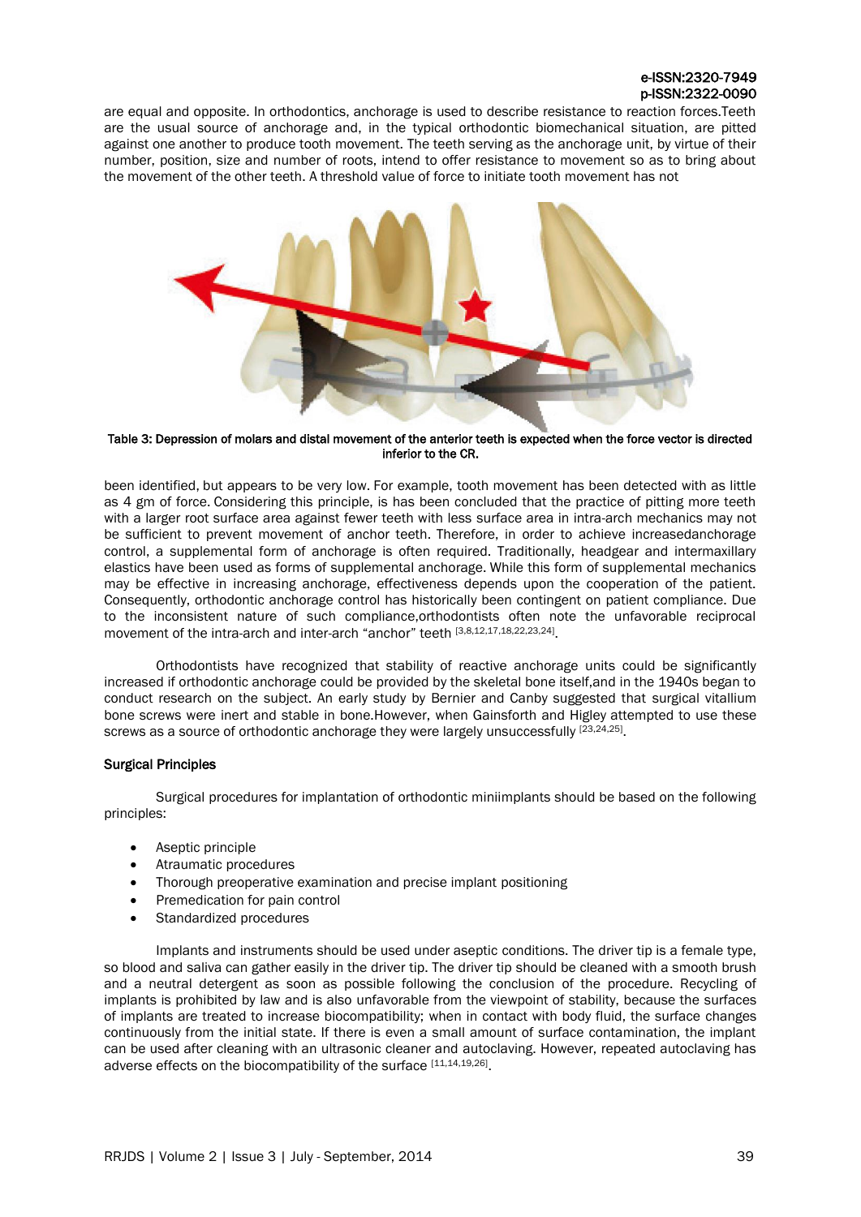are equal and opposite. In orthodontics, anchorage is used to describe resistance to reaction forces.Teeth are the usual source of anchorage and, in the typical orthodontic biomechanical situation, are pitted against one another to produce tooth movement. The teeth serving as the anchorage unit, by virtue of their number, position, size and number of roots, intend to offer resistance to movement so as to bring about the movement of the other teeth. A threshold value of force to initiate tooth movement has not

**Table 3: Depression of molars and distal movement of the anterior teeth is expected when the force vector is directed inferior to the CR.**

been identified, but appears to be very low. For example, tooth movement has been detected with as little as 4 gm of force. Considering this principle, is has been concluded that the practice of pitting more teeth with a larger root surface area against fewer teeth with less surface area in intra-arch mechanics may not be sufficient to prevent movement of anchor teeth. Therefore, in order to achieve increasedanchorage control, a supplemental form of anchorage is often required. Traditionally, headgear and intermaxillary elastics have been used as forms of supplemental anchorage. While this form of supplemental mechanics may be effective in increasing anchorage, effectiveness depends upon the cooperation of the patient. Consequently, orthodontic anchorage control has historically been contingent on patient compliance. Due to the inconsistent nature of such compliance,orthodontists often note the unfavorable reciprocal movement of the intra-arch and inter-arch "anchor" teeth [3,8,12,17,18,22,23,24].

Orthodontists have recognized that stability of reactive anchorage units could be significantly increased if orthodontic anchorage could be provided by the skeletal bone itself,and in the 1940s began to conduct research on the subject. An early study by Bernier and Canby suggested that surgical vitallium bone screws were inert and stable in bone.However, when Gainsforth and Higley attempted to use these screws as a source of orthodontic anchorage they were largely unsuccessfully [23,24,25].

**Surgical Principles**

Surgical procedures for implantation of orthodontic miniimplants should be based on the following principles:

- Aseptic principle
- Atraumatic procedures
- Thorough preoperative examination and precise implant positioning
- Premedication for pain control
- Standardized procedures

Implants and instruments should be used under aseptic conditions. The driver tip is a female type, so blood and saliva can gather easily in the driver tip. The driver tip should be cleaned with a smooth brush and a neutral detergent as soon as possible following the conclusion of the procedure. Recycling of implants is prohibited by law and is also unfavorable from the viewpoint of stability, because the surfaces of implants are treated to increase biocompatibility; when in contact with body fluid, the surface changes continuously from the initial state. If there is even a small amount of surface contamination, the implant can be used after cleaning with an ultrasonic cleaner and autoclaving. However, repeated autoclaving has adverse effects on the biocompatibility of the surface [11,14,19,26].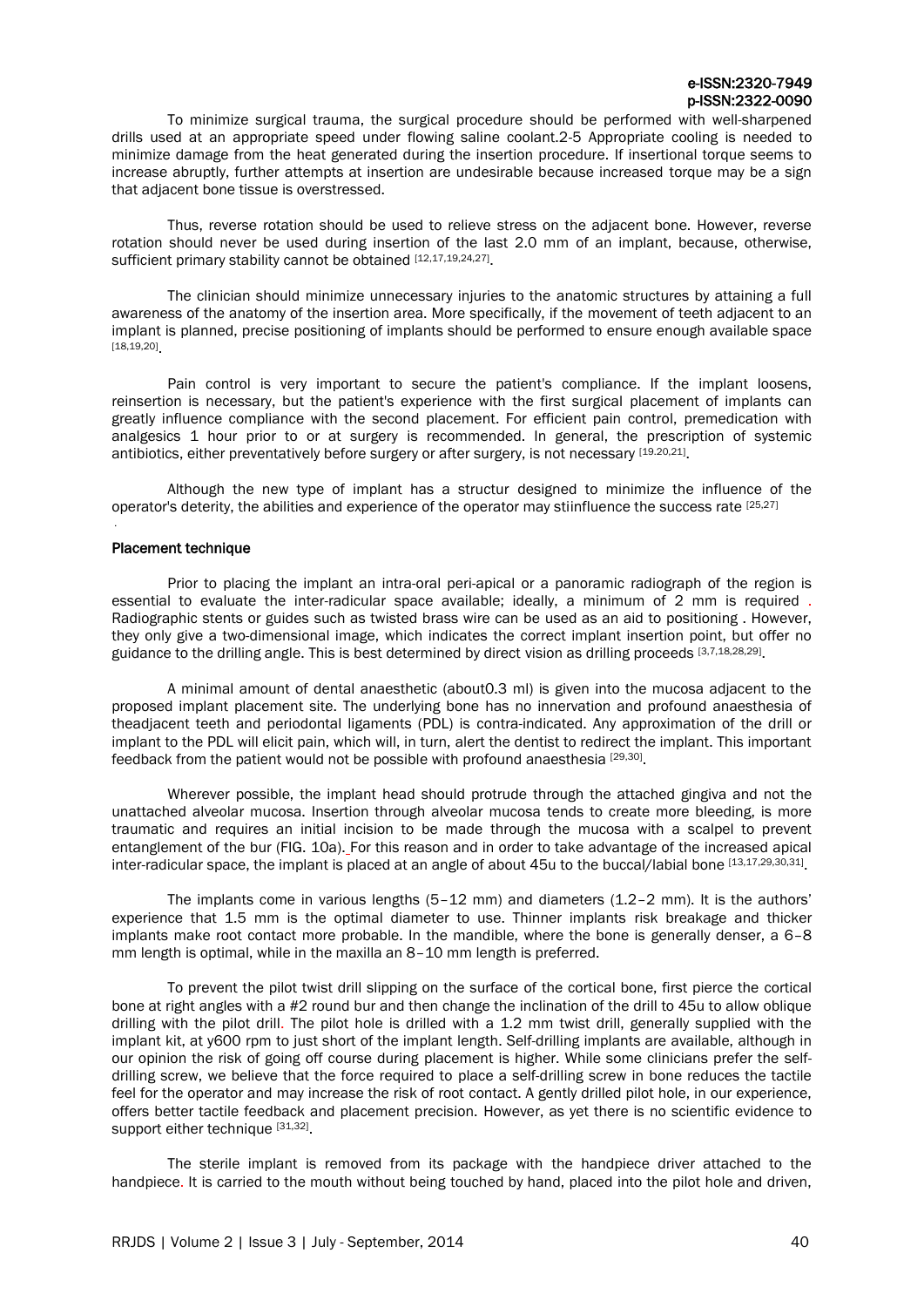To minimize surgical trauma, the surgical procedure should be performed with well-sharpened drills used at an appropriate speed under flowing saline coolant.2-5 Appropriate cooling is needed to minimize damage from the heat generated during the insertion procedure. If insertional torque seems to increase abruptly, further attempts at insertion are undesirable because increased torque may be a sign that adjacent bone tissue is overstressed.

Thus, reverse rotation should be used to relieve stress on the adjacent bone. However, reverse rotation should never be used during insertion of the last 2.0 mm of an implant, because, otherwise, sufficient primary stability cannot be obtained [12,17,19,24,27].

The clinician should minimize unnecessary injuries to the anatomic structures by attaining a full awareness of the anatomy of the insertion area. More specifically, if the movement of teeth adjacent to an implant is planned, precise positioning of implants should be performed to ensure enough available space [18,19,20].

Pain control is very important to secure the patient's compliance. If the implant loosens, reinsertion is necessary, but the patient's experience with the first surgical placement of implants can greatly influence compliance with the second placement. For efficient pain control, premedication with analgesics 1 hour prior to or at surgery is recommended. In general, the prescription of systemic antibiotics, either preventatively before surgery or after surgery, is not necessary [19.20,21].

Although the new type of implant has a structur designed to minimize the influence of the operator's deterity, the abilities and experience of the operator may stiinfluence the success rate [25,27]

.

## Placement technique

Prior to placing the implant an intra-oral peri-apical or a panoramic radiograph of the region is essential to evaluate the inter-radicular space available; ideally, a minimum of 2 mm is required . Radiographic stents or guides such as twisted brass wire can be used as an aid to positioning . However, they only give a two-dimensional image, which indicates the correct implant insertion point, but offer no guidance to the drilling angle. This is best determined by direct vision as drilling proceeds [3,7,18,28,29].

A minimal amount of dental anaesthetic (about0.3 ml) is given into the mucosa adjacent to the proposed implant placement site. The underlying bone has no innervation and profound anaesthesia of theadjacent teeth and periodontal ligaments (PDL) is contra-indicated. Any approximation of the drill or implant to the PDL will elicit pain, which will, in turn, alert the dentist to redirect the implant. This important feedback from the patient would not be possible with profound anaesthesia [29,30].

Wherever possible, the implant head should protrude through the attached gingiva and not the unattached alveolar mucosa. Insertion through alveolar mucosa tends to create more bleeding, is more traumatic and requires an initial incision to be made through the mucosa with a scalpel to prevent entanglement of the bur (FIG. 10a). For this reason and in order to take advantage of the increased apical inter-radicular space, the implant is placed at an angle of about 45u to the buccal/labial bone [13,17,29,30,31].

The implants come in various lengths (5–12 mm) and diameters (1.2–2 mm). It is the authors' experience that 1.5 mm is the optimal diameter to use. Thinner implants risk breakage and thicker implants make root contact more probable. In the mandible, where the bone is generally denser, a 6–8 mm length is optimal, while in the maxilla an 8–10 mm length is preferred.

To prevent the pilot twist drill slipping on the surface of the cortical bone, first pierce the cortical bone at right angles with a #2 round bur and then change the inclination of the drill to 45u to allow oblique drilling with the pilot drill. The pilot hole is drilled with a 1.2 mm twist drill, generally supplied with the implant kit, at y600 rpm to just short of the implant length. Self-drilling implants are available, although in our opinion the risk of going off course during placement is higher. While some clinicians prefer the self-drilling screw, we believe that the force required to place a self-drilling screw in bone reduces the tactile feel for the operator and may increase the risk of root contact. A gently drilled pilot hole, in our experience, offers better tactile feedback and placement precision. However, as yet there is no scientific evidence to support either technique [31,32].

The sterile implant is removed from its package with the handpiece driver attached to the handpiece. It is carried to the mouth without being touched by hand, placed into the pilot hole and driven,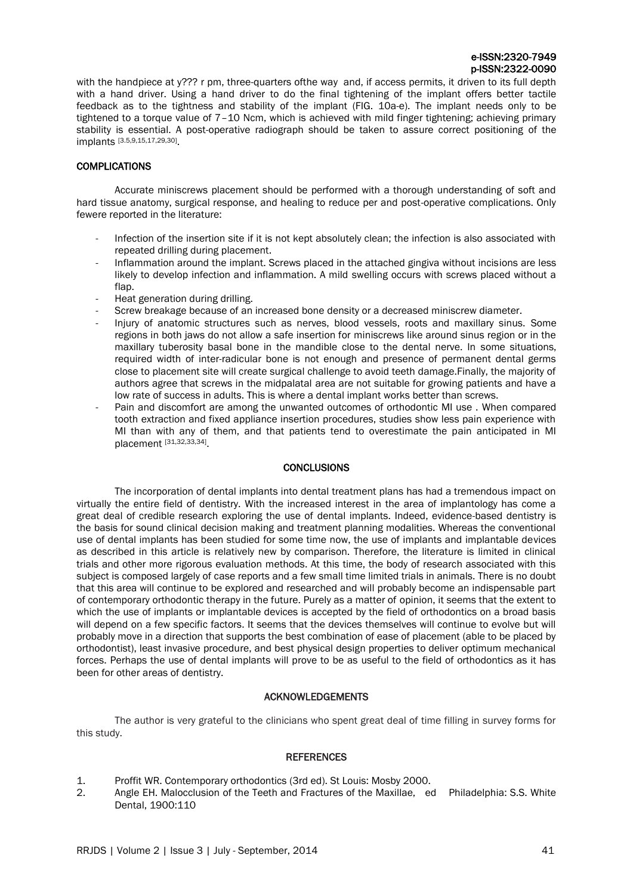with the handpiece at y??? r pm, three-quarters ofthe way and, if access permits, it driven to its full depth with a hand driver. Using a hand driver to do the final tightening of the implant offers better tactile feedback as to the tightness and stability of the implant (FIG. 10a-e). The implant needs only to be tightened to a torque value of 7–10 Ncm, which is achieved with mild finger tightening; achieving primary stability is essential. A post-operative radiograph should be taken to assure correct positioning of the implants [3.5,9,15,17,29,30].

## COMPLICATIONS

Accurate miniscrews placement should be performed with a thorough understanding of soft and hard tissue anatomy, surgical response, and healing to reduce per and post-operative complications. Only fewere reported in the literature:

- Infection of the insertion site if it is not kept absolutely clean; the infection is also associated with repeated drilling during placement.
- Inflammation around the implant. Screws placed in the attached gingiva without incisions are less likely to develop infection and inflammation. A mild swelling occurs with screws placed without a flap.
- Heat generation during drilling.
- Screw breakage because of an increased bone density or a decreased miniscrew diameter.
- Injury of anatomic structures such as nerves, blood vessels, roots and maxillary sinus. Some regions in both jaws do not allow a safe insertion for miniscrews like around sinus region or in the maxillary tuberosity basal bone in the mandible close to the dental nerve. In some situations, required width of inter-radicular bone is not enough and presence of permanent dental germs close to placement site will create surgical challenge to avoid teeth damage.Finally, the majority of authors agree that screws in the midpalatal area are not suitable for growing patients and have a low rate of success in adults. This is where a dental implant works better than screws.
- Pain and discomfort are among the unwanted outcomes of orthodontic MI use . When compared tooth extraction and fixed appliance insertion procedures, studies show less pain experience with MI than with any of them, and that patients tend to overestimate the pain anticipated in MI placement [31,32,33,34].

## CONCLUSIONS

The incorporation of dental implants into dental treatment plans has had a tremendous impact on virtually the entire field of dentistry. With the increased interest in the area of implantology has come a great deal of credible research exploring the use of dental implants. Indeed, evidence-based dentistry is the basis for sound clinical decision making and treatment planning modalities. Whereas the conventional use of dental implants has been studied for some time now, the use of implants and implantable devices as described in this article is relatively new by comparison. Therefore, the literature is limited in clinical trials and other more rigorous evaluation methods. At this time, the body of research associated with this subject is composed largely of case reports and a few small time limited trials in animals. There is no doubt that this area will continue to be explored and researched and will probably become an indispensable part of contemporary orthodontic therapy in the future. Purely as a matter of opinion, it seems that the extent to which the use of implants or implantable devices is accepted by the field of orthodontics on a broad basis will depend on a few specific factors. It seems that the devices themselves will continue to evolve but will probably move in a direction that supports the best combination of ease of placement (able to be placed by orthodontist), least invasive procedure, and best physical design properties to deliver optimum mechanical forces. Perhaps the use of dental implants will prove to be as useful to the field of orthodontics as it has been for other areas of dentistry.

## ACKNOWLEDGEMENTS

The author is very grateful to the clinicians who spent great deal of time filling in survey forms for this study.

## REFERENCES

1. Proffit WR. Contemporary orthodontics (3rd ed). St Louis: Mosby 2000.
2. Angle EH. Malocclusion of the Teeth and Fractures of the Maxillae, ed Philadelphia: S.S. White Dental, 1900:110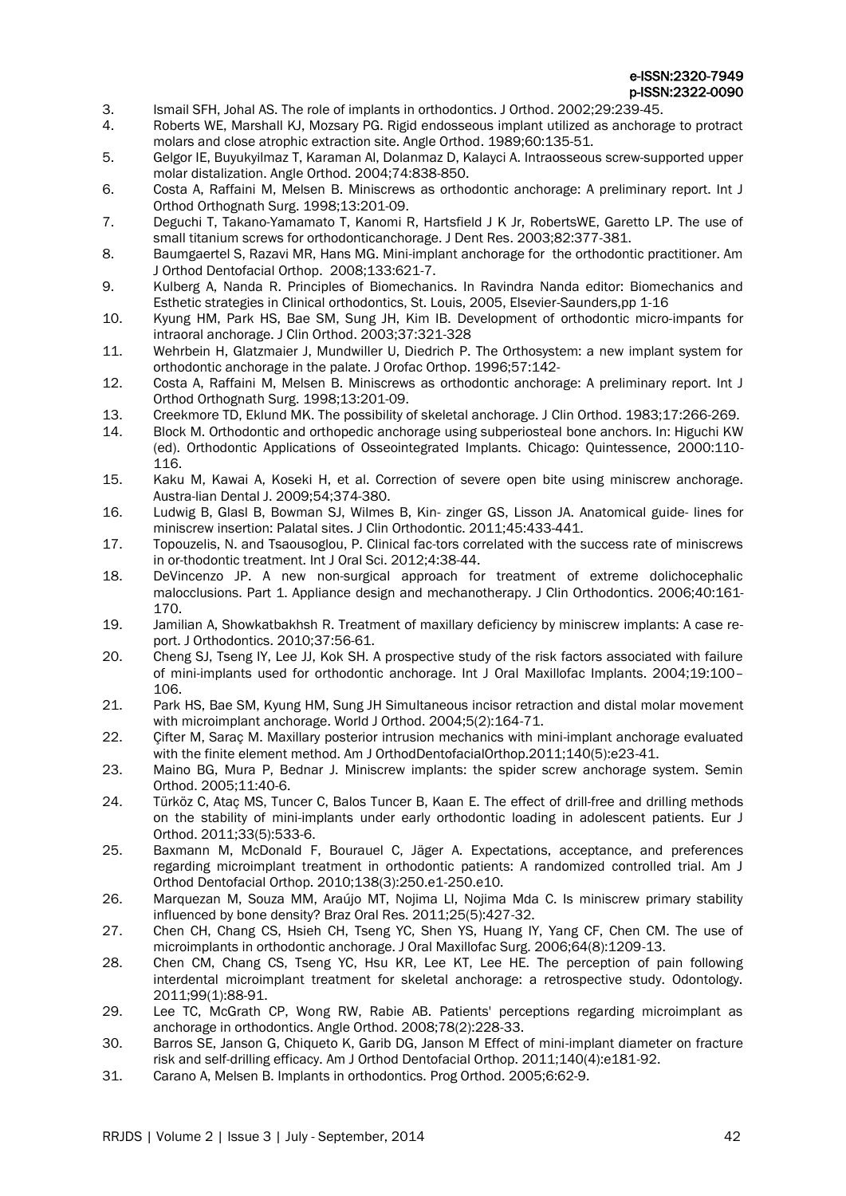3. Ismail SFH, Johal AS. The role of implants in orthodontics. J Orthod. 2002;29:239-45.
4. Roberts WE, Marshall KJ, Mozsary PG. Rigid endosseous implant utilized as anchorage to protract molars and close atrophic extraction site. Angle Orthod. 1989;60:135-51.
5. Gelgor IE, Buyukyilmaz T, Karaman AI, Dolanmaz D, Kalayci A. Intraosseous screw-supported upper molar distalization. Angle Orthod. 2004;74:838-850.
6. Costa A, Raffaini M, Melsen B. Miniscrews as orthodontic anchorage: A preliminary report. Int J Orthod Orthognath Surg. 1998;13:201-09.
7. Deguchi T, Takano-Yamamato T, Kanomi R, Hartsfield J K Jr, RobertsWE, Garetto LP. The use of small titanium screws for orthodonticanchorage. J Dent Res. 2003;82:377-381.
8. Baumgaertel S, Razavi MR, Hans MG. Mini-implant anchorage for the orthodontic practitioner. Am J Orthod Dentofacial Orthop. 2008;133:621-7.
9. Kulberg A, Nanda R. Principles of Biomechanics. In Ravindra Nanda editor: Biomechanics and Esthetic strategies in Clinical orthodontics, St. Louis, 2005, Elsevier-Saunders,pp 1-16
10. Kyung HM, Park HS, Bae SM, Sung JH, Kim IB. Development of orthodontic micro-impants for intraoral anchorage. J Clin Orthod. 2003;37:321-328
11. Wehrbein H, Glatzmaier J, Mundwiller U, Diedrich P. The Orthosystem: a new implant system for orthodontic anchorage in the palate. J Orofac Orthop. 1996;57:142-
12. Costa A, Raffaini M, Melsen B. Miniscrews as orthodontic anchorage: A preliminary report. Int J Orthod Orthognath Surg. 1998;13:201-09.
13. Creekmore TD, Eklund MK. The possibility of skeletal anchorage. J Clin Orthod. 1983;17:266-269.
14. Block M. Orthodontic and orthopedic anchorage using subperiosteal bone anchors. In: Higuchi KW (ed). Orthodontic Applications of Osseointegrated Implants. Chicago: Quintessence, 2000:110-116.
15. Kaku M, Kawai A, Koseki H, et al. Correction of severe open bite using miniscrew anchorage. Austra-lian Dental J. 2009;54;374-380.
16. Ludwig B, Glasl B, Bowman SJ, Wilmes B, Kin- zinger GS, Lisson JA. Anatomical guide- lines for miniscrew insertion: Palatal sites. J Clin Orthodontic. 2011;45:433-441.
17. Topouzelis, N. and Tsaousoglou, P. Clinical fac-tors correlated with the success rate of miniscrews in or-thodontic treatment. Int J Oral Sci. 2012;4:38-44.
18. DeVincenzo JP. A new non-surgical approach for treatment of extreme dolichocephalic malocclusions. Part 1. Appliance design and mechanotherapy. J Clin Orthodontics. 2006;40:161-170.
19. Jamilian A, Showkatbakhsh R. Treatment of maxillary deficiency by miniscrew implants: A case re-port. J Orthodontics. 2010;37:56-61.
20. Cheng SJ, Tseng IY, Lee JJ, Kok SH. A prospective study of the risk factors associated with failure of mini-implants used for orthodontic anchorage. Int J Oral Maxillofac Implants. 2004;19:100–106.
21. Park HS, Bae SM, Kyung HM, Sung JH Simultaneous incisor retraction and distal molar movement with microimplant anchorage. World J Orthod. 2004;5(2):164-71.
22. Çifter M, Saraç M. Maxillary posterior intrusion mechanics with mini-implant anchorage evaluated with the finite element method. Am J OrthodDentofacialOrthop.2011;140(5):e23-41.
23. Maino BG, Mura P, Bednar J. Miniscrew implants: the spider screw anchorage system. Semin Orthod. 2005;11:40-6.
24. Türköz C, Ataç MS, Tuncer C, Balos Tuncer B, Kaan E. The effect of drill-free and drilling methods on the stability of mini-implants under early orthodontic loading in adolescent patients. Eur J Orthod. 2011;33(5):533-6.
25. Baxmann M, McDonald F, Bourauel C, Jäger A. Expectations, acceptance, and preferences regarding microimplant treatment in orthodontic patients: A randomized controlled trial. Am J Orthod Dentofacial Orthop. 2010;138(3):250.e1-250.e10.
26. Marquezan M, Souza MM, Araújo MT, Nojima LI, Nojima Mda C. Is miniscrew primary stability influenced by bone density? Braz Oral Res. 2011;25(5):427-32.
27. Chen CH, Chang CS, Hsieh CH, Tseng YC, Shen YS, Huang IY, Yang CF, Chen CM. The use of microimplants in orthodontic anchorage. J Oral Maxillofac Surg. 2006;64(8):1209-13.
28. Chen CM, Chang CS, Tseng YC, Hsu KR, Lee KT, Lee HE. The perception of pain following interdental microimplant treatment for skeletal anchorage: a retrospective study. Odontology. 2011;99(1):88-91.
29. Lee TC, McGrath CP, Wong RW, Rabie AB. Patients' perceptions regarding microimplant as anchorage in orthodontics. Angle Orthod. 2008;78(2):228-33.
30. Barros SE, Janson G, Chiqueto K, Garib DG, Janson M Effect of mini-implant diameter on fracture risk and self-drilling efficacy. Am J Orthod Dentofacial Orthop. 2011;140(4):e181-92.
31. Carano A, Melsen B. Implants in orthodontics. Prog Orthod. 2005;6:62-9.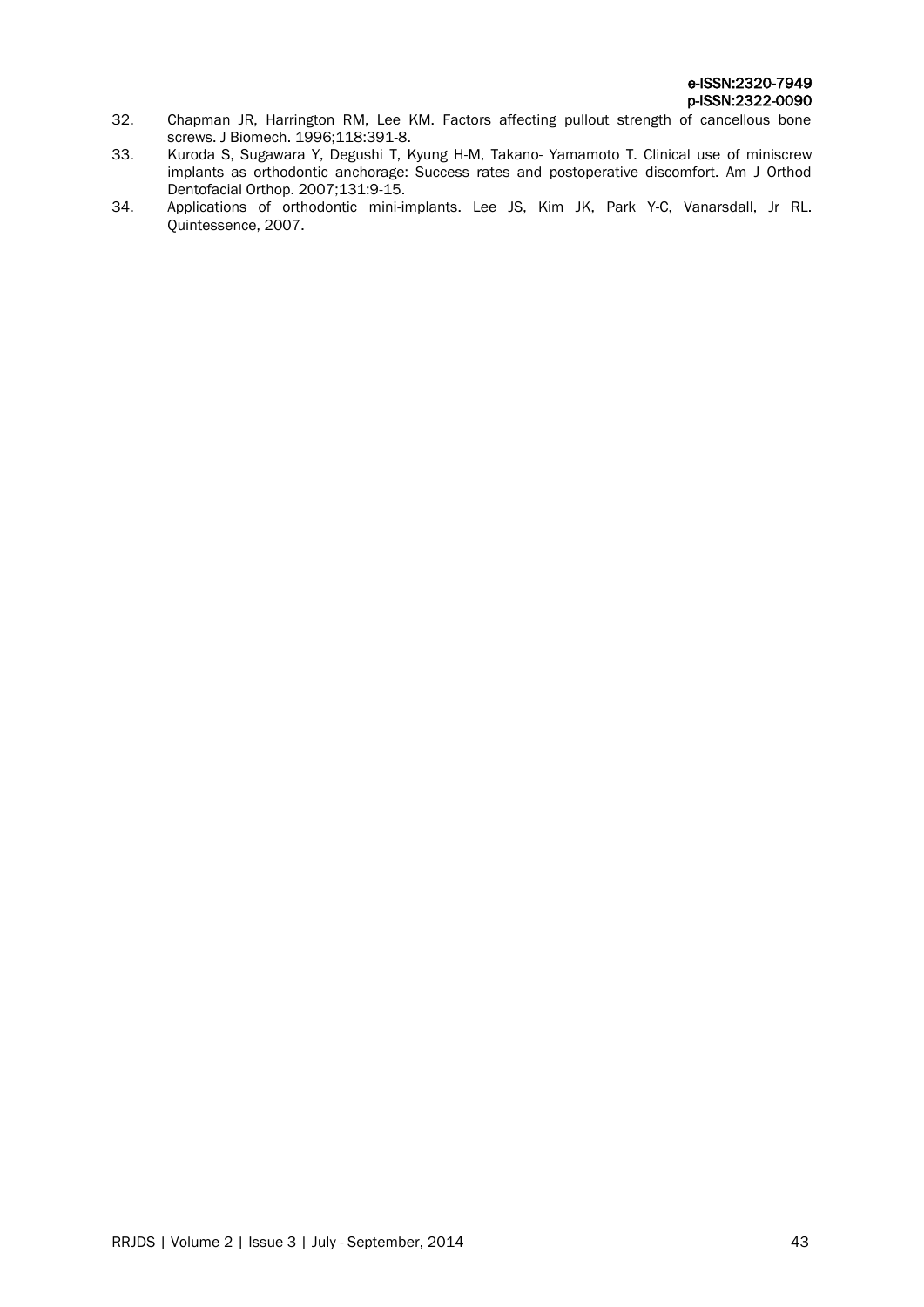32. Chapman JR, Harrington RM, Lee KM. Factors affecting pullout strength of cancellous bone screws. J Biomech. 1996;118:391-8.
33. Kuroda S, Sugawara Y, Degushi T, Kyung H-M, Takano- Yamamoto T. Clinical use of miniscrew implants as orthodontic anchorage: Success rates and postoperative discomfort. Am J Orthod Dentofacial Orthop. 2007;131:9-15.
34. Applications of orthodontic mini-implants. Lee JS, Kim JK, Park Y-C, Vanarsdall, Jr RL. Quintessence, 2007.